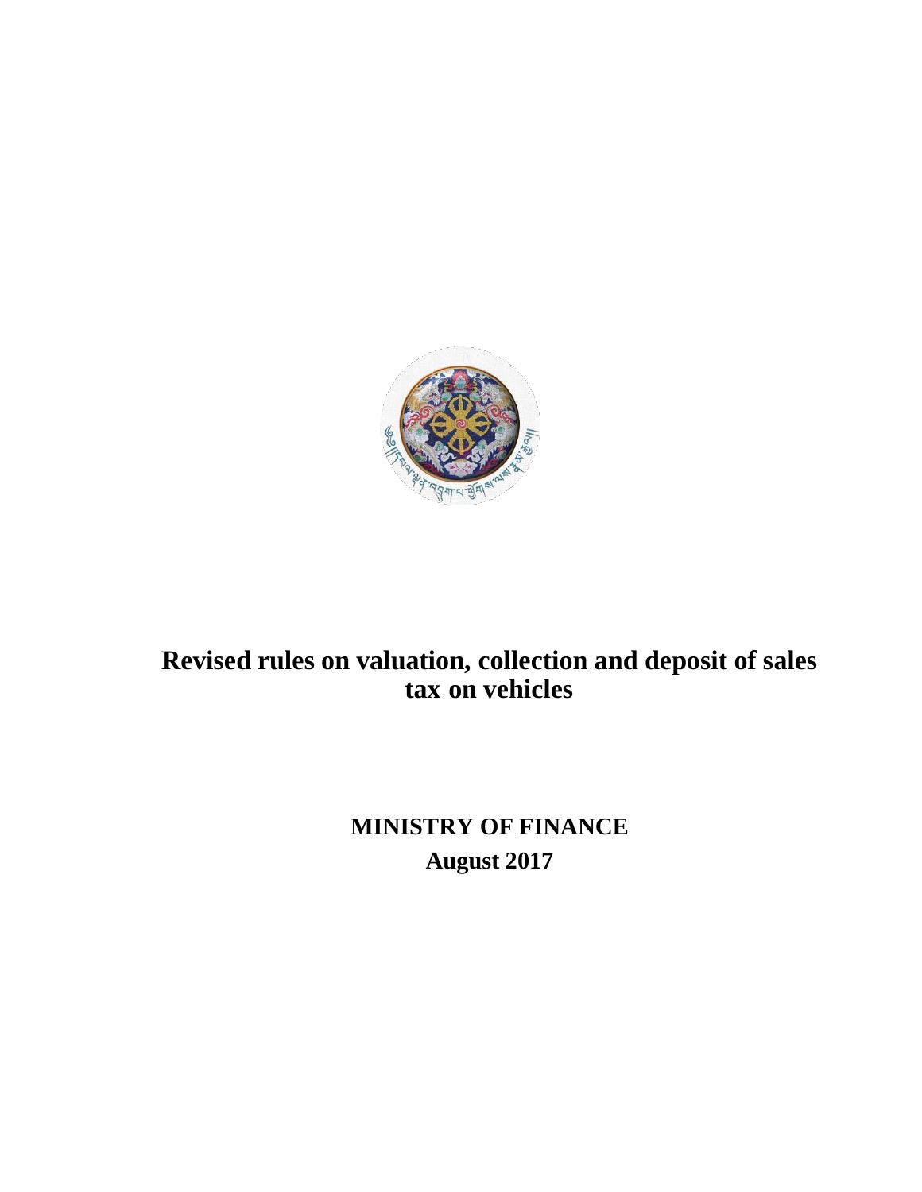# Revised rules on valuation, collection and deposit of sales tax on vehicles

**MINISTRY OF FINANCE**

**August 2017**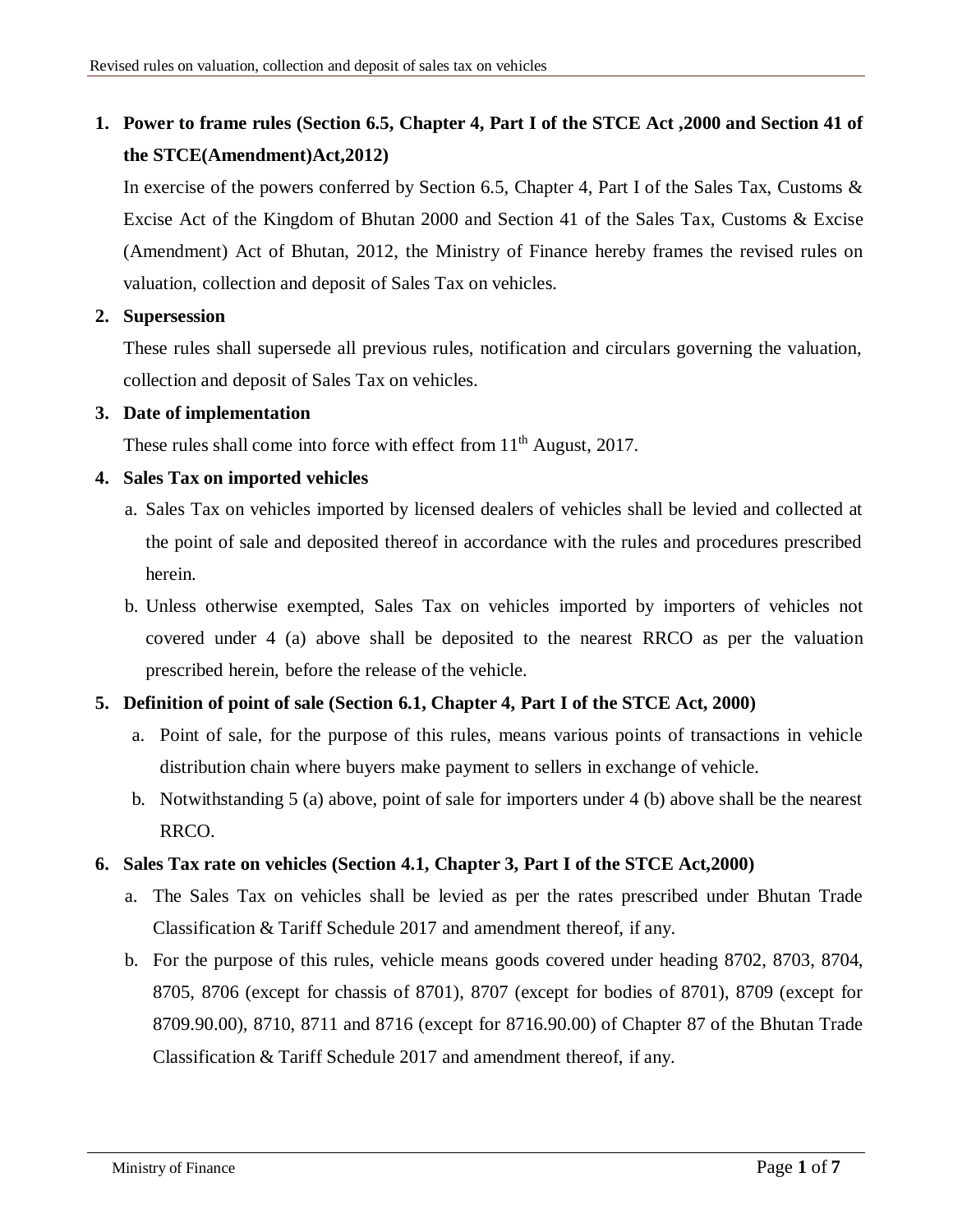1. **Power to frame rules (Section 6.5, Chapter 4, Part I of the STCE Act ,2000 and Section 41 of the STCE(Amendment)Act,2012)**

   In exercise of the powers conferred by Section 6.5, Chapter 4, Part I of the Sales Tax, Customs & Excise Act of the Kingdom of Bhutan 2000 and Section 41 of the Sales Tax, Customs & Excise (Amendment) Act of Bhutan, 2012, the Ministry of Finance hereby frames the revised rules on valuation, collection and deposit of Sales Tax on vehicles.

2. **Supersession**

   These rules shall supersede all previous rules, notification and circulars governing the valuation, collection and deposit of Sales Tax on vehicles.

3. **Date of implementation**

   These rules shall come into force with effect from 11th August, 2017.

4. **Sales Tax on imported vehicles**

   a. Sales Tax on vehicles imported by licensed dealers of vehicles shall be levied and collected at the point of sale and deposited thereof in accordance with the rules and procedures prescribed herein.

   b. Unless otherwise exempted, Sales Tax on vehicles imported by importers of vehicles not covered under 4 (a) above shall be deposited to the nearest RRCO as per the valuation prescribed herein, before the release of the vehicle.

5. **Definition of point of sale (Section 6.1, Chapter 4, Part I of the STCE Act, 2000)**

   a. Point of sale, for the purpose of this rules, means various points of transactions in vehicle distribution chain where buyers make payment to sellers in exchange of vehicle.

   b. Notwithstanding 5 (a) above, point of sale for importers under 4 (b) above shall be the nearest RRCO.

6. **Sales Tax rate on vehicles (Section 4.1, Chapter 3, Part I of the STCE Act,2000)**

   a. The Sales Tax on vehicles shall be levied as per the rates prescribed under Bhutan Trade Classification & Tariff Schedule 2017 and amendment thereof, if any.

   b. For the purpose of this rules, vehicle means goods covered under heading 8702, 8703, 8704, 8705, 8706 (except for chassis of 8701), 8707 (except for bodies of 8701), 8709 (except for 8709.90.00), 8710, 8711 and 8716 (except for 8716.90.00) of Chapter 87 of the Bhutan Trade Classification & Tariff Schedule 2017 and amendment thereof, if any.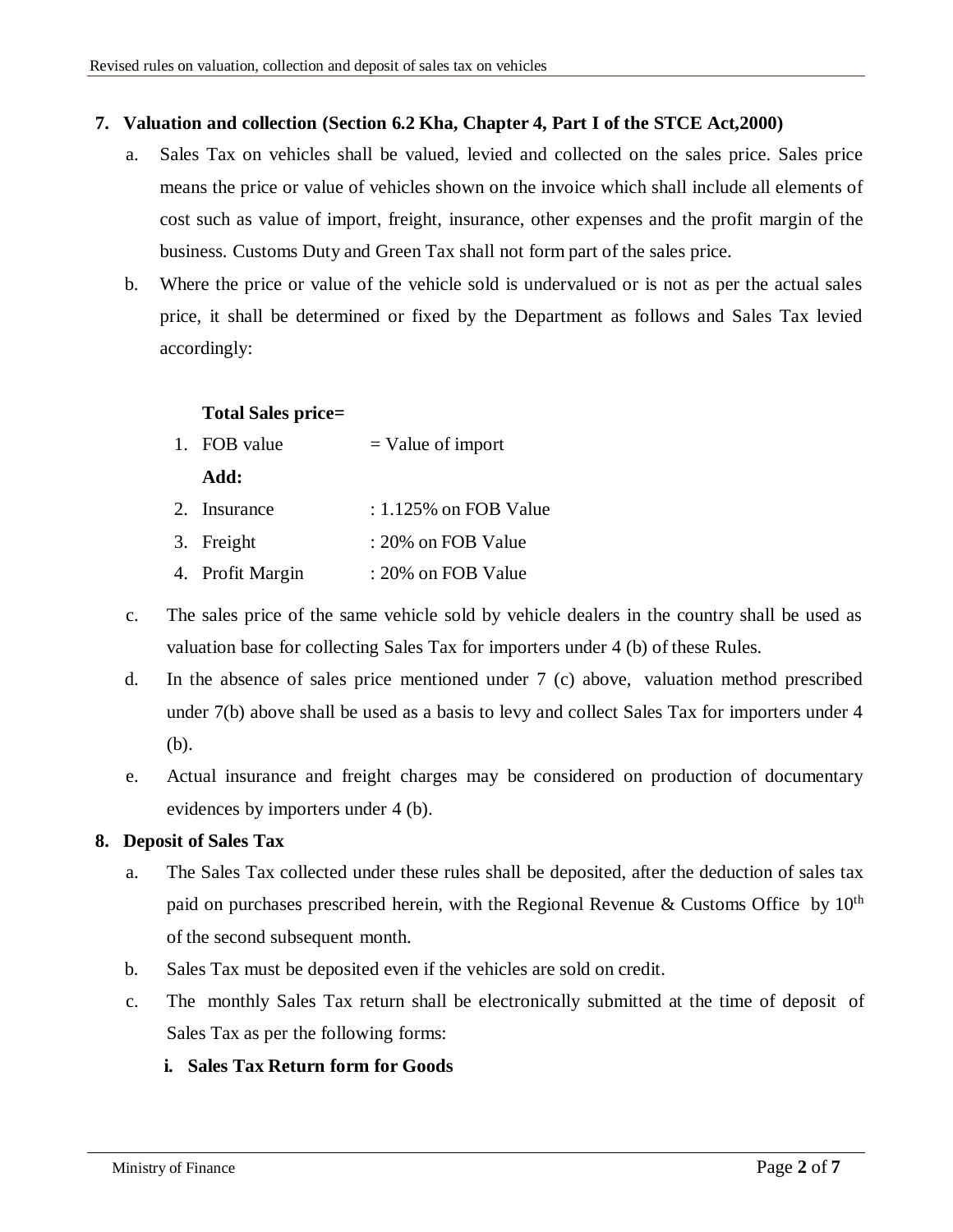**7. Valuation and collection (Section 6.2 Kha, Chapter 4, Part I of the STCE Act,2000)**

a. Sales Tax on vehicles shall be valued, levied and collected on the sales price. Sales price means the price or value of vehicles shown on the invoice which shall include all elements of cost such as value of import, freight, insurance, other expenses and the profit margin of the business. Customs Duty and Green Tax shall not form part of the sales price.

b. Where the price or value of the vehicle sold is undervalued or is not as per the actual sales price, it shall be determined or fixed by the Department as follows and Sales Tax levied accordingly:

**Total Sales price=**

1. FOB value = Value of import

**Add:**

2. Insurance : 1.125% on FOB Value
3. Freight : 20% on FOB Value
4. Profit Margin : 20% on FOB Value

c. The sales price of the same vehicle sold by vehicle dealers in the country shall be used as valuation base for collecting Sales Tax for importers under 4 (b) of these Rules.

d. In the absence of sales price mentioned under 7 (c) above, valuation method prescribed under 7(b) above shall be used as a basis to levy and collect Sales Tax for importers under 4 (b).

e. Actual insurance and freight charges may be considered on production of documentary evidences by importers under 4 (b).

**8. Deposit of Sales Tax**

a. The Sales Tax collected under these rules shall be deposited, after the deduction of sales tax paid on purchases prescribed herein, with the Regional Revenue & Customs Office by 10th of the second subsequent month.

b. Sales Tax must be deposited even if the vehicles are sold on credit.

c. The monthly Sales Tax return shall be electronically submitted at the time of deposit of Sales Tax as per the following forms:

**i. Sales Tax Return form for Goods**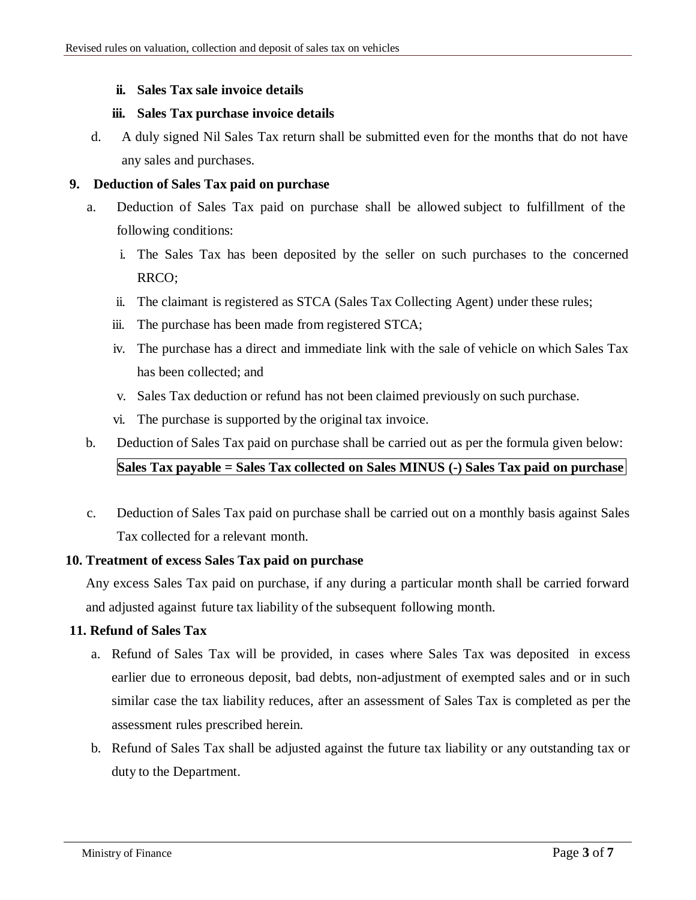**ii. Sales Tax sale invoice details**

**iii. Sales Tax purchase invoice details**

d. A duly signed Nil Sales Tax return shall be submitted even for the months that do not have any sales and purchases.

**9. Deduction of Sales Tax paid on purchase**

a. Deduction of Sales Tax paid on purchase shall be allowed subject to fulfillment of the following conditions:

   i. The Sales Tax has been deposited by the seller on such purchases to the concerned RRCO;

   ii. The claimant is registered as STCA (Sales Tax Collecting Agent) under these rules;

   iii. The purchase has been made from registered STCA;

   iv. The purchase has a direct and immediate link with the sale of vehicle on which Sales Tax has been collected; and

   v. Sales Tax deduction or refund has not been claimed previously on such purchase.

   vi. The purchase is supported by the original tax invoice.

b. Deduction of Sales Tax paid on purchase shall be carried out as per the formula given below:

**Sales Tax payable = Sales Tax collected on Sales MINUS (-) Sales Tax paid on purchase**

c. Deduction of Sales Tax paid on purchase shall be carried out on a monthly basis against Sales Tax collected for a relevant month.

**10. Treatment of excess Sales Tax paid on purchase**

Any excess Sales Tax paid on purchase, if any during a particular month shall be carried forward and adjusted against future tax liability of the subsequent following month.

**11. Refund of Sales Tax**

a. Refund of Sales Tax will be provided, in cases where Sales Tax was deposited in excess earlier due to erroneous deposit, bad debts, non-adjustment of exempted sales and or in such similar case the tax liability reduces, after an assessment of Sales Tax is completed as per the assessment rules prescribed herein.

b. Refund of Sales Tax shall be adjusted against the future tax liability or any outstanding tax or duty to the Department.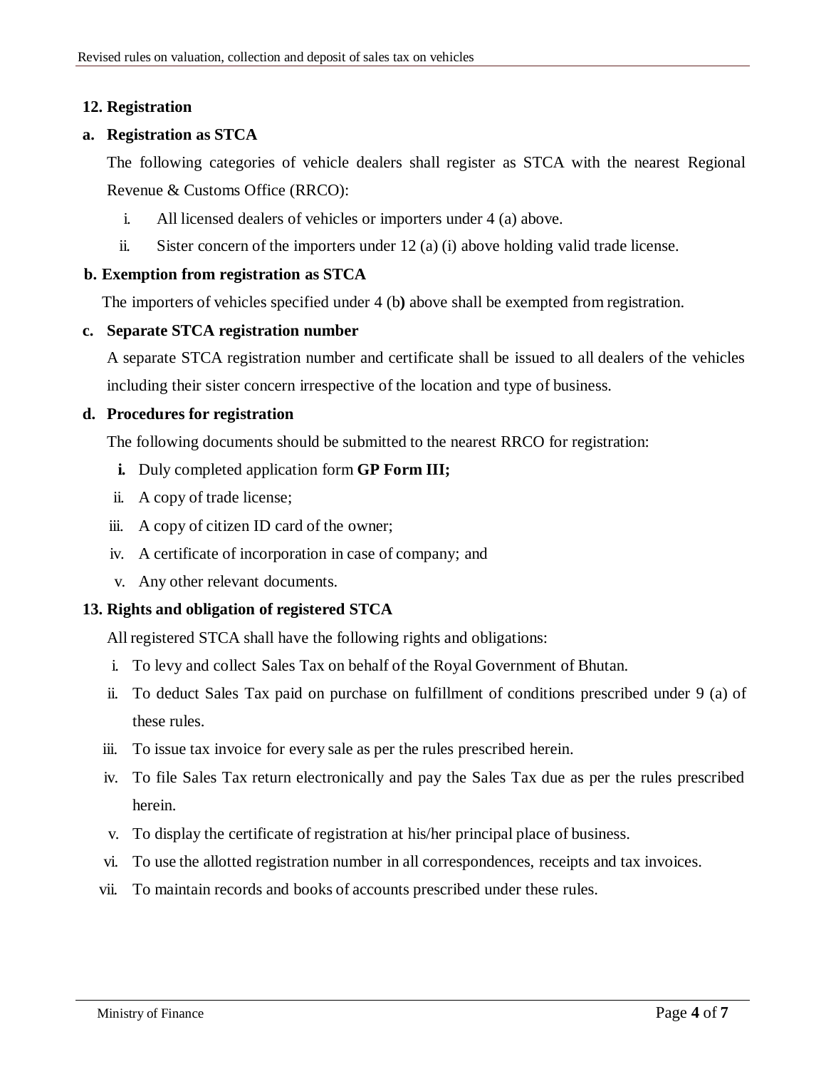## 12. Registration

**a. Registration as STCA**

The following categories of vehicle dealers shall register as STCA with the nearest Regional Revenue & Customs Office (RRCO):

i. All licensed dealers of vehicles or importers under 4 (a) above.

ii. Sister concern of the importers under 12 (a) (i) above holding valid trade license.

**b. Exemption from registration as STCA**

The importers of vehicles specified under 4 (b**)** above shall be exempted from registration.

**c. Separate STCA registration number**

A separate STCA registration number and certificate shall be issued to all dealers of the vehicles including their sister concern irrespective of the location and type of business.

**d. Procedures for registration**

The following documents should be submitted to the nearest RRCO for registration:

**i.** Duly completed application form **GP Form III;**

ii. A copy of trade license;

iii. A copy of citizen ID card of the owner;

iv. A certificate of incorporation in case of company; and

v. Any other relevant documents.

## 13. Rights and obligation of registered STCA

All registered STCA shall have the following rights and obligations:

i. To levy and collect Sales Tax on behalf of the Royal Government of Bhutan.

ii. To deduct Sales Tax paid on purchase on fulfillment of conditions prescribed under 9 (a) of these rules.

iii. To issue tax invoice for every sale as per the rules prescribed herein.

iv. To file Sales Tax return electronically and pay the Sales Tax due as per the rules prescribed herein.

v. To display the certificate of registration at his/her principal place of business.

vi. To use the allotted registration number in all correspondences, receipts and tax invoices.

vii. To maintain records and books of accounts prescribed under these rules.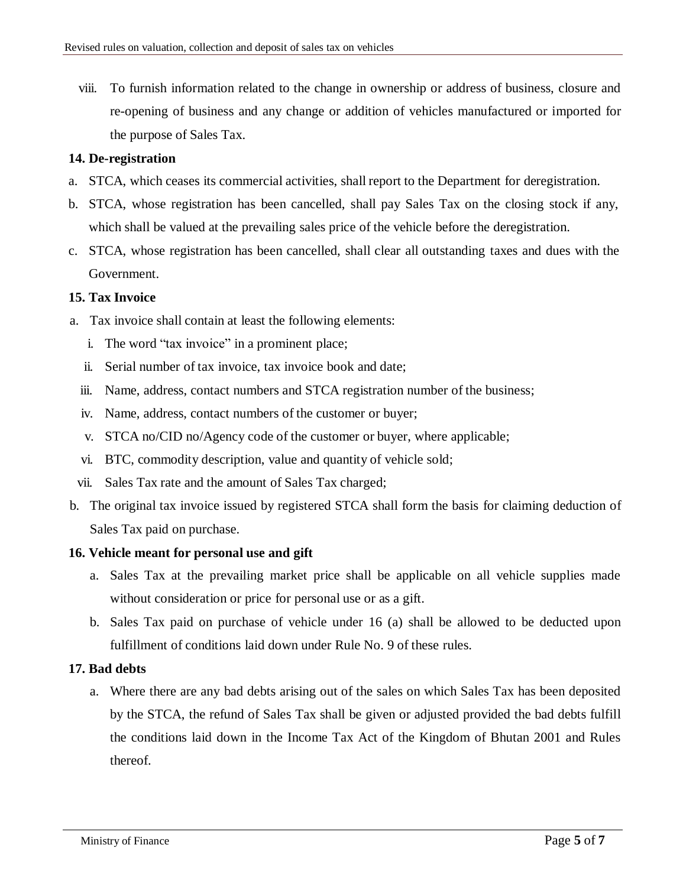viii. To furnish information related to the change in ownership or address of business, closure and re-opening of business and any change or addition of vehicles manufactured or imported for the purpose of Sales Tax.

**14. De-registration**

a. STCA, which ceases its commercial activities, shall report to the Department for deregistration.

b. STCA, whose registration has been cancelled, shall pay Sales Tax on the closing stock if any, which shall be valued at the prevailing sales price of the vehicle before the deregistration.

c. STCA, whose registration has been cancelled, shall clear all outstanding taxes and dues with the Government.

**15. Tax Invoice**

a. Tax invoice shall contain at least the following elements:

   i. The word "tax invoice" in a prominent place;

   ii. Serial number of tax invoice, tax invoice book and date;

   iii. Name, address, contact numbers and STCA registration number of the business;

   iv. Name, address, contact numbers of the customer or buyer;

   v. STCA no/CID no/Agency code of the customer or buyer, where applicable;

   vi. BTC, commodity description, value and quantity of vehicle sold;

   vii. Sales Tax rate and the amount of Sales Tax charged;

b. The original tax invoice issued by registered STCA shall form the basis for claiming deduction of Sales Tax paid on purchase.

**16. Vehicle meant for personal use and gift**

a. Sales Tax at the prevailing market price shall be applicable on all vehicle supplies made without consideration or price for personal use or as a gift.

b. Sales Tax paid on purchase of vehicle under 16 (a) shall be allowed to be deducted upon fulfillment of conditions laid down under Rule No. 9 of these rules.

**17. Bad debts**

a. Where there are any bad debts arising out of the sales on which Sales Tax has been deposited by the STCA, the refund of Sales Tax shall be given or adjusted provided the bad debts fulfill the conditions laid down in the Income Tax Act of the Kingdom of Bhutan 2001 and Rules thereof.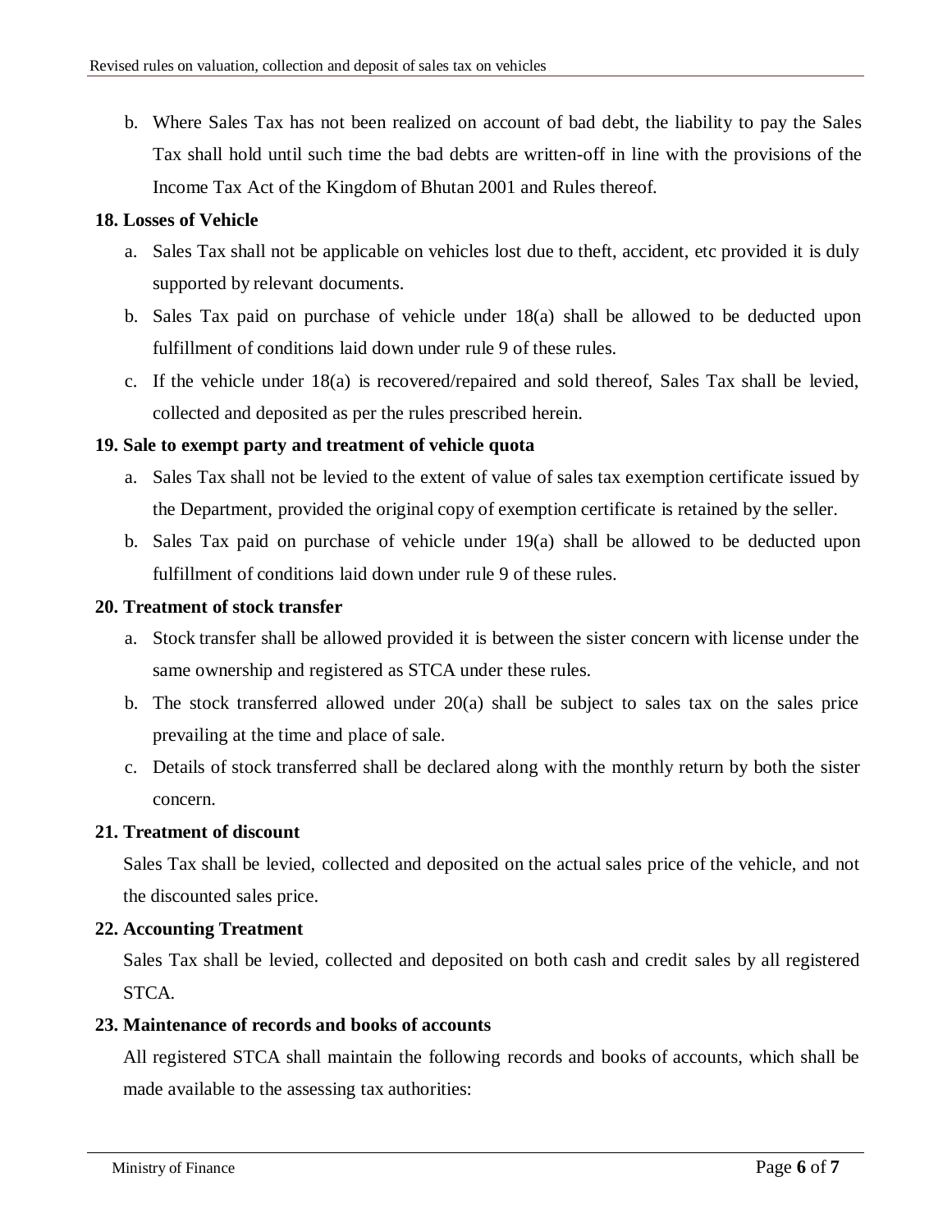b. Where Sales Tax has not been realized on account of bad debt, the liability to pay the Sales Tax shall hold until such time the bad debts are written-off in line with the provisions of the Income Tax Act of the Kingdom of Bhutan 2001 and Rules thereof.

**18. Losses of Vehicle**

a. Sales Tax shall not be applicable on vehicles lost due to theft, accident, etc provided it is duly supported by relevant documents.

b. Sales Tax paid on purchase of vehicle under 18(a) shall be allowed to be deducted upon fulfillment of conditions laid down under rule 9 of these rules.

c. If the vehicle under 18(a) is recovered/repaired and sold thereof, Sales Tax shall be levied, collected and deposited as per the rules prescribed herein.

**19. Sale to exempt party and treatment of vehicle quota**

a. Sales Tax shall not be levied to the extent of value of sales tax exemption certificate issued by the Department, provided the original copy of exemption certificate is retained by the seller.

b. Sales Tax paid on purchase of vehicle under 19(a) shall be allowed to be deducted upon fulfillment of conditions laid down under rule 9 of these rules.

**20. Treatment of stock transfer**

a. Stock transfer shall be allowed provided it is between the sister concern with license under the same ownership and registered as STCA under these rules.

b. The stock transferred allowed under 20(a) shall be subject to sales tax on the sales price prevailing at the time and place of sale.

c. Details of stock transferred shall be declared along with the monthly return by both the sister concern.

**21. Treatment of discount**

Sales Tax shall be levied, collected and deposited on the actual sales price of the vehicle, and not the discounted sales price.

**22. Accounting Treatment**

Sales Tax shall be levied, collected and deposited on both cash and credit sales by all registered STCA.

**23. Maintenance of records and books of accounts**

All registered STCA shall maintain the following records and books of accounts, which shall be made available to the assessing tax authorities: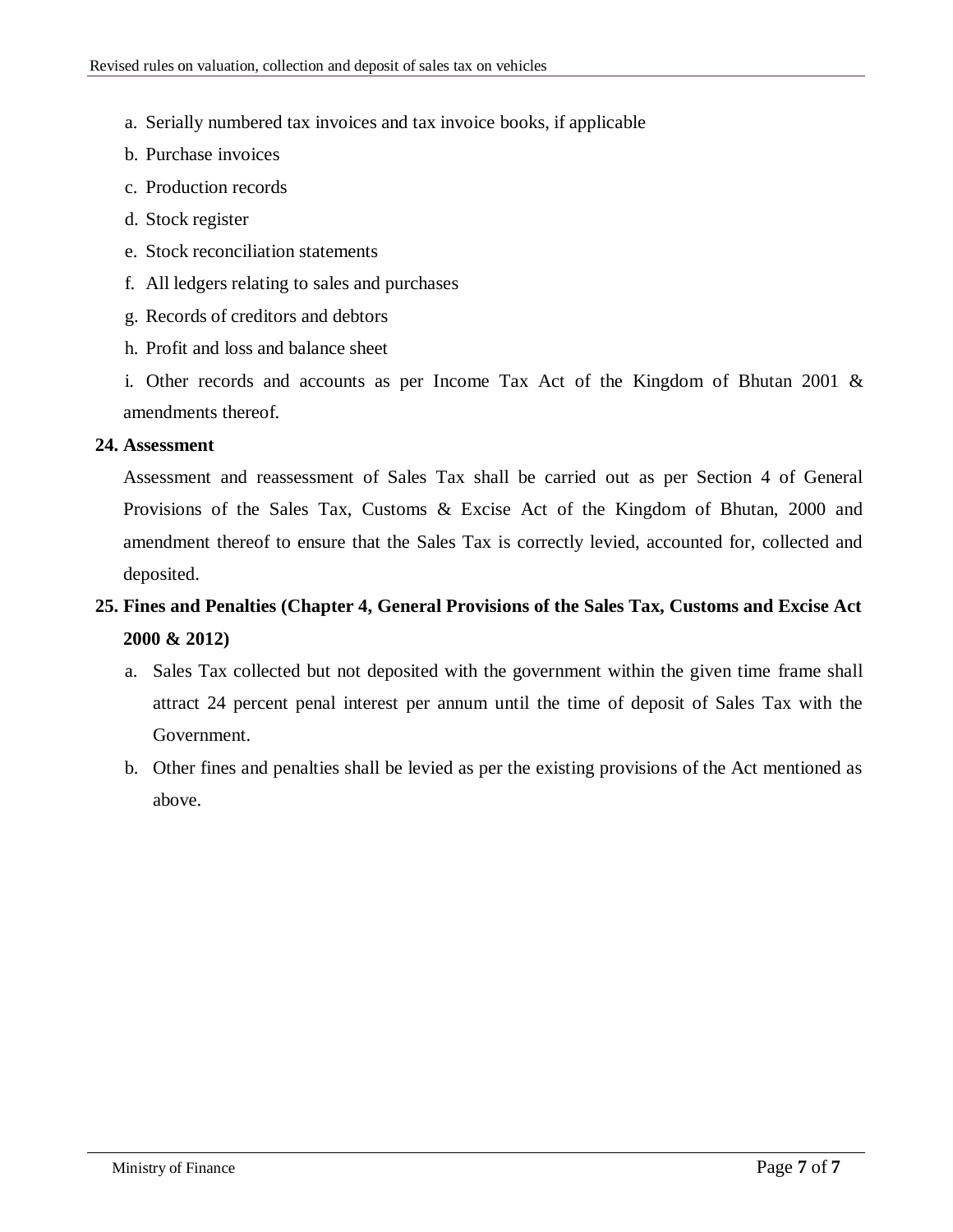a. Serially numbered tax invoices and tax invoice books, if applicable

b. Purchase invoices

c. Production records

d. Stock register

e. Stock reconciliation statements

f. All ledgers relating to sales and purchases

g. Records of creditors and debtors

h. Profit and loss and balance sheet

i. Other records and accounts as per Income Tax Act of the Kingdom of Bhutan 2001 & amendments thereof.

**24. Assessment**

Assessment and reassessment of Sales Tax shall be carried out as per Section 4 of General Provisions of the Sales Tax, Customs & Excise Act of the Kingdom of Bhutan, 2000 and amendment thereof to ensure that the Sales Tax is correctly levied, accounted for, collected and deposited.

**25. Fines and Penalties (Chapter 4, General Provisions of the Sales Tax, Customs and Excise Act 2000 & 2012)**

a. Sales Tax collected but not deposited with the government within the given time frame shall attract 24 percent penal interest per annum until the time of deposit of Sales Tax with the Government.

b. Other fines and penalties shall be levied as per the existing provisions of the Act mentioned as above.